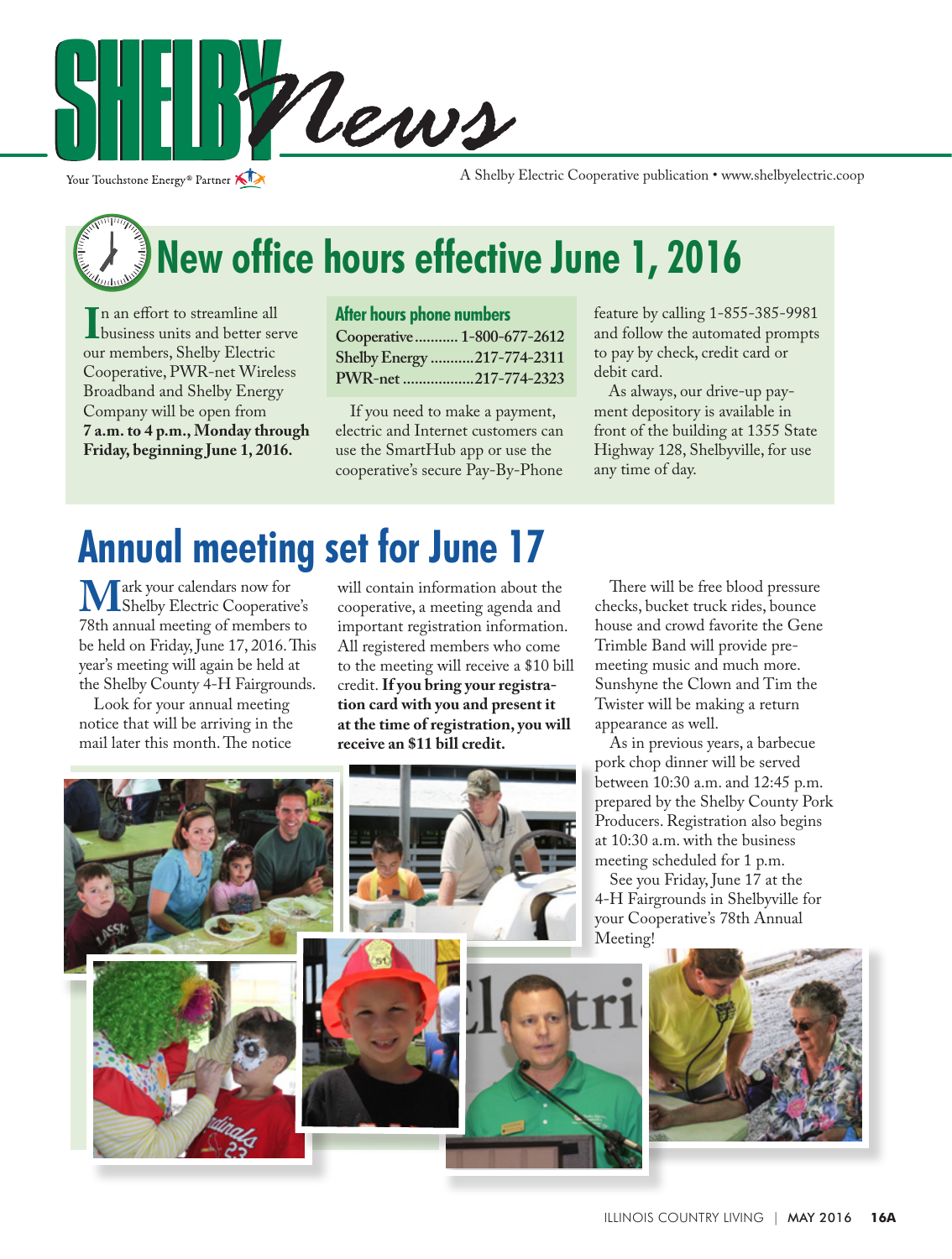# SHELBY News

Your Touchstone Energy® Partner

A Shelby Electric Cooperative publication • www.shelbyelectric.coop

## New office hours effective June 1, 2016

In an effort to streamline all business units and better serve our members, Shelby Electric Cooperative, PWR-net Wireless Broadband and Shelby Energy Company will be open from **7 a.m. to 4 p.m., Monday through Friday, beginning June 1, 2016.**

### After hours phone numbers

Cooperative........... 1-800-677-2612
Shelby Energy ...........217-774-2311
PWR-net ..................217-774-2323

If you need to make a payment, electric and Internet customers can use the SmartHub app or use the cooperative's secure Pay-By-Phone feature by calling 1-855-385-9981 and follow the automated prompts to pay by check, credit card or debit card.

As always, our drive-up payment depository is available in front of the building at 1355 State Highway 128, Shelbyville, for use any time of day.

## Annual meeting set for June 17

Mark your calendars now for Shelby Electric Cooperative's 78th annual meeting of members to be held on Friday, June 17, 2016. This year's meeting will again be held at the Shelby County 4-H Fairgrounds.

Look for your annual meeting notice that will be arriving in the mail later this month. The notice will contain information about the cooperative, a meeting agenda and important registration information. All registered members who come to the meeting will receive a $10 bill credit. **If you bring your registration card with you and present it at the time of registration, you will receive an $11 bill credit.**

There will be free blood pressure checks, bucket truck rides, bounce house and crowd favorite the Gene Trimble Band will provide pre-meeting music and much more. Sunshyne the Clown and Tim the Twister will be making a return appearance as well.

As in previous years, a barbecue pork chop dinner will be served between 10:30 a.m. and 12:45 p.m. prepared by the Shelby County Pork Producers. Registration also begins at 10:30 a.m. with the business meeting scheduled for 1 p.m.

See you Friday, June 17 at the 4-H Fairgrounds in Shelbyville for your Cooperative's 78th Annual Meeting!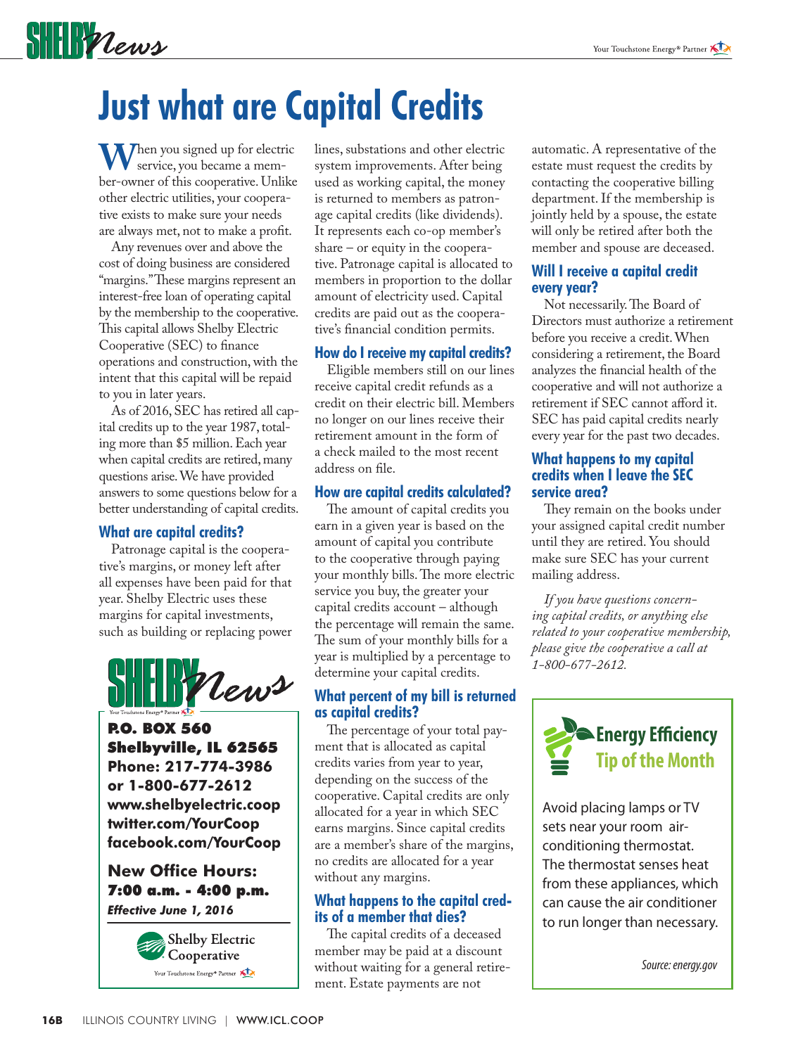# Just what are Capital Credits

When you signed up for electric service, you became a member-owner of this cooperative. Unlike other electric utilities, your cooperative exists to make sure your needs are always met, not to make a profit.

Any revenues over and above the cost of doing business are considered "margins." These margins represent an interest-free loan of operating capital by the membership to the cooperative. This capital allows Shelby Electric Cooperative (SEC) to finance operations and construction, with the intent that this capital will be repaid to you in later years.

As of 2016, SEC has retired all capital credits up to the year 1987, totaling more than $5 million. Each year when capital credits are retired, many questions arise. We have provided answers to some questions below for a better understanding of capital credits.

## What are capital credits?

Patronage capital is the cooperative's margins, or money left after all expenses have been paid for that year. Shelby Electric uses these margins for capital investments, such as building or replacing power lines, substations and other electric system improvements. After being used as working capital, the money is returned to members as patronage capital credits (like dividends). It represents each co-op member's share – or equity in the cooperative. Patronage capital is allocated to members in proportion to the dollar amount of electricity used. Capital credits are paid out as the cooperative's financial condition permits.

## How do I receive my capital credits?

Eligible members still on our lines receive capital credit refunds as a credit on their electric bill. Members no longer on our lines receive their retirement amount in the form of a check mailed to the most recent address on file.

## How are capital credits calculated?

The amount of capital credits you earn in a given year is based on the amount of capital you contribute to the cooperative through paying your monthly bills. The more electric service you buy, the greater your capital credits account – although the percentage will remain the same. The sum of your monthly bills for a year is multiplied by a percentage to determine your capital credits.

## What percent of my bill is returned as capital credits?

The percentage of your total payment that is allocated as capital credits varies from year to year, depending on the success of the cooperative. Capital credits are only allocated for a year in which SEC earns margins. Since capital credits are a member's share of the margins, no credits are allocated for a year without any margins.

## What happens to the capital credits of a member that dies?

The capital credits of a deceased member may be paid at a discount without waiting for a general retirement. Estate payments are not automatic. A representative of the estate must request the credits by contacting the cooperative billing department. If the membership is jointly held by a spouse, the estate will only be retired after both the member and spouse are deceased.

## Will I receive a capital credit every year?

Not necessarily. The Board of Directors must authorize a retirement before you receive a credit. When considering a retirement, the Board analyzes the financial health of the cooperative and will not authorize a retirement if SEC cannot afford it. SEC has paid capital credits nearly every year for the past two decades.

## What happens to my capital credits when I leave the SEC service area?

They remain on the books under your assigned capital credit number until they are retired. You should make sure SEC has your current mailing address.

*If you have questions concerning capital credits, or anything else related to your cooperative membership, please give the cooperative a call at 1-800-677-2612.*

---

**SHELBY News**

**P.O. BOX 560**
**Shelbyville, IL 62565**
**Phone: 217-774-3986**
**or 1-800-677-2612**
**www.shelbyelectric.coop**
**twitter.com/YourCoop**
**facebook.com/YourCoop**

**New Office Hours:**
**7:00 a.m. - 4:00 p.m.**
***Effective June 1, 2016***

Shelby Electric Cooperative
Your Touchstone Energy® Partner

---

## Energy Efficiency Tip of the Month

Avoid placing lamps or TV sets near your room air-conditioning thermostat. The thermostat senses heat from these appliances, which can cause the air conditioner to run longer than necessary.

*Source: energy.gov*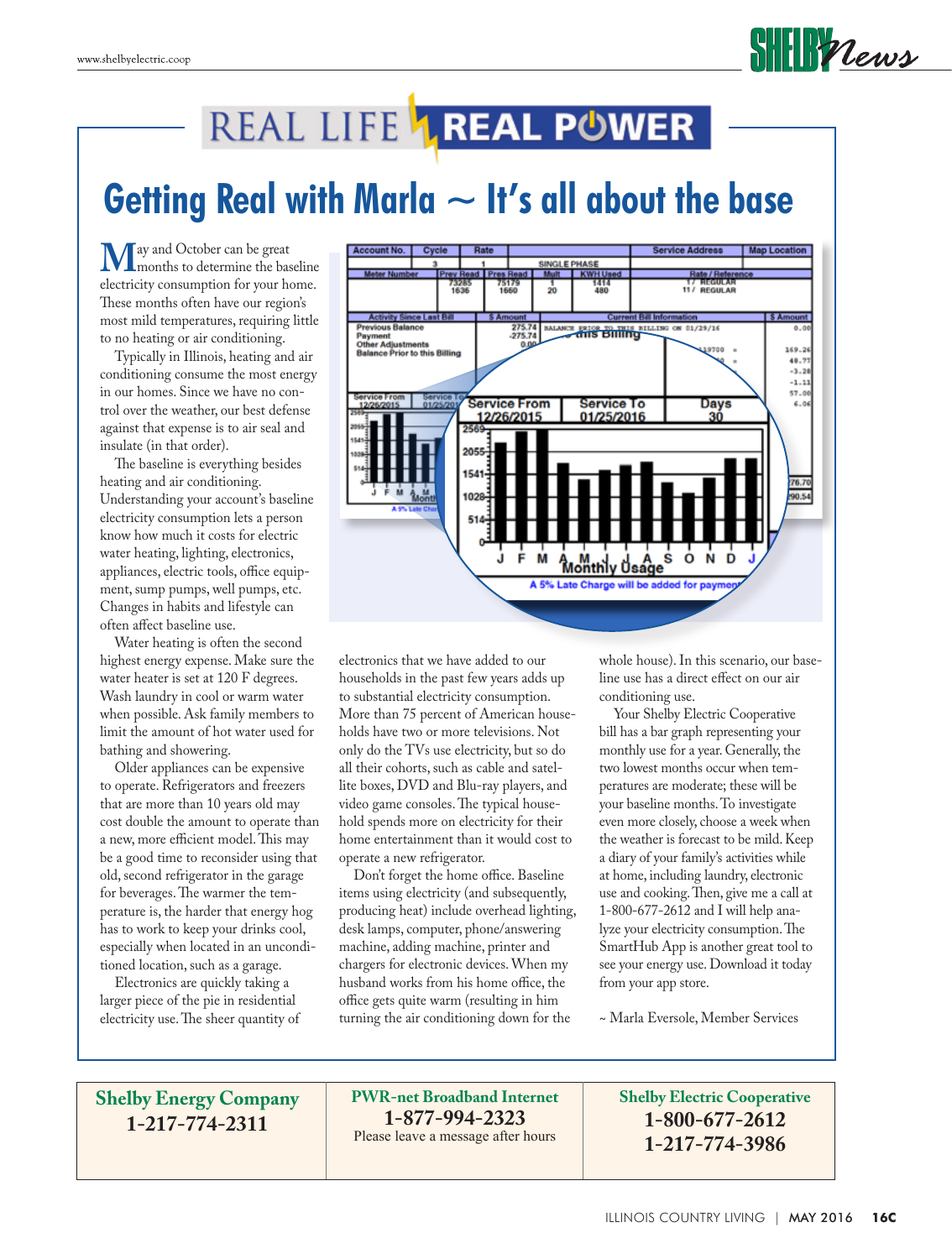# REAL LIFE REAL POWER

## Getting Real with Marla ~ It's all about the base

May and October can be great months to determine the baseline electricity consumption for your home. These months often have our region's most mild temperatures, requiring little to no heating or air conditioning.

Typically in Illinois, heating and air conditioning consume the most energy in our homes. Since we have no control over the weather, our best defense against that expense is to air seal and insulate (in that order).

The baseline is everything besides heating and air conditioning. Understanding your account's baseline electricity consumption lets a person know how much it costs for electric water heating, lighting, electronics, appliances, electric tools, office equipment, sump pumps, well pumps, etc. Changes in habits and lifestyle can often affect baseline use.

Water heating is often the second highest energy expense. Make sure the water heater is set at 120 F degrees. Wash laundry in cool or warm water when possible. Ask family members to limit the amount of hot water used for bathing and showering.

Older appliances can be expensive to operate. Refrigerators and freezers that are more than 10 years old may cost double the amount to operate than a new, more efficient model. This may be a good time to reconsider using that old, second refrigerator in the garage for beverages. The warmer the temperature is, the harder that energy hog has to work to keep your drinks cool, especially when located in an unconditioned location, such as a garage.

Electronics are quickly taking a larger piece of the pie in residential electricity use. The sheer quantity of electronics that we have added to our households in the past few years adds up to substantial electricity consumption. More than 75 percent of American households have two or more televisions. Not only do the TVs use electricity, but so do all their cohorts, such as cable and satellite boxes, DVD and Blu-ray players, and video game consoles. The typical household spends more on electricity for their home entertainment than it would cost to operate a new refrigerator.

Don't forget the home office. Baseline items using electricity (and subsequently, producing heat) include overhead lighting, desk lamps, computer, phone/answering machine, adding machine, printer and chargers for electronic devices. When my husband works from his home office, the office gets quite warm (resulting in him turning the air conditioning down for the whole house). In this scenario, our baseline use has a direct effect on our air conditioning use.

Your Shelby Electric Cooperative bill has a bar graph representing your monthly use for a year. Generally, the two lowest months occur when temperatures are moderate; these will be your baseline months. To investigate even more closely, choose a week when the weather is forecast to be mild. Keep a diary of your family's activities while at home, including laundry, electronic use and cooking. Then, give me a call at 1-800-677-2612 and I will help analyze your electricity consumption. The SmartHub App is another great tool to see your energy use. Download it today from your app store.

~ Marla Eversole, Member Services

| **Shelby Energy Company** | **PWR-net Broadband Internet** | **Shelby Electric Cooperative** |
|---|---|---|
| **1-217-774-2311** | **1-877-994-2323** Please leave a message after hours | **1-800-677-2612** **1-217-774-3986** |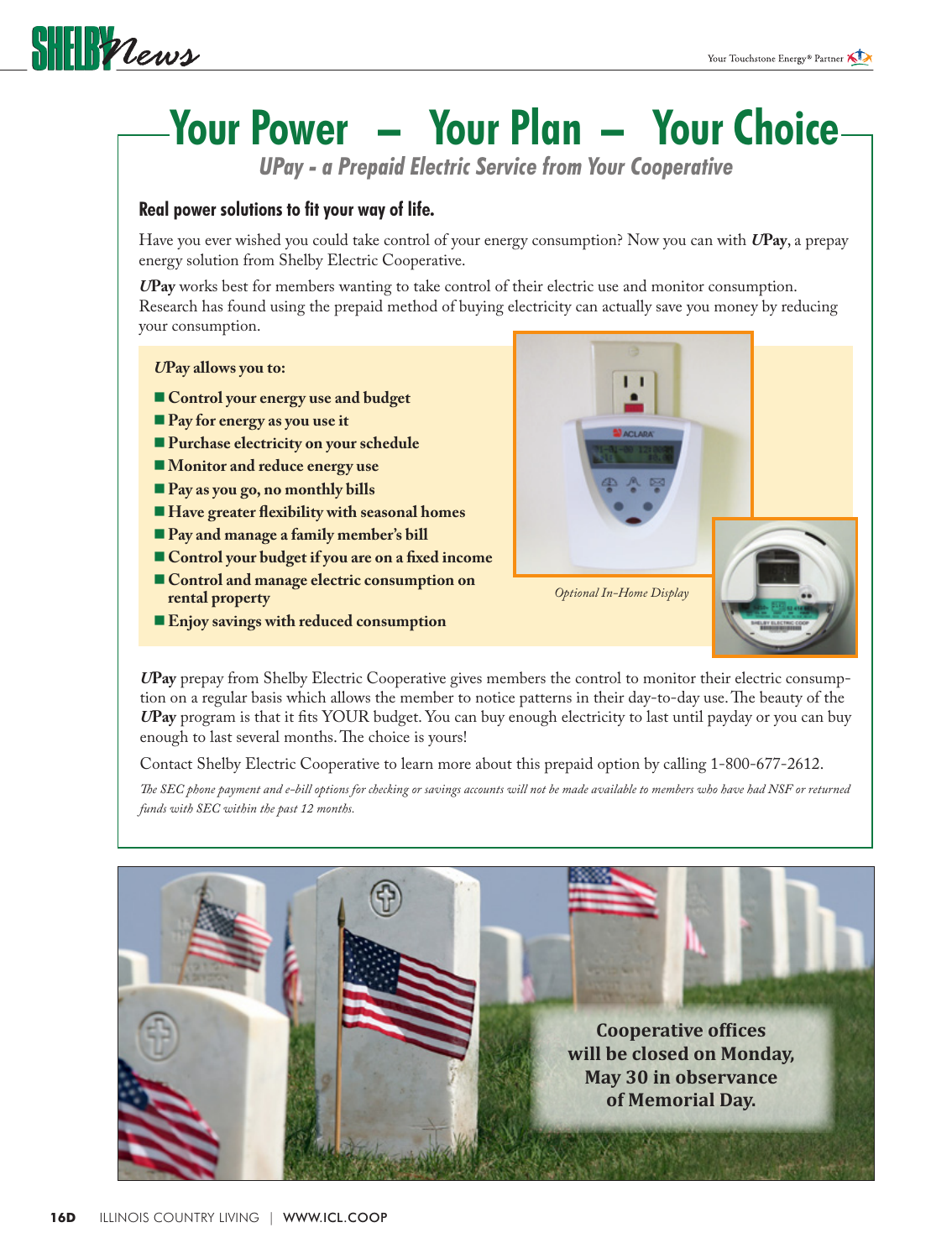# Your Power – Your Plan – Your Choice

## *UPay - a Prepaid Electric Service from Your Cooperative*

### Real power solutions to fit your way of life.

Have you ever wished you could take control of your energy consumption? Now you can with ***U*Pay**, a prepay energy solution from Shelby Electric Cooperative.

***U*Pay** works best for members wanting to take control of their electric use and monitor consumption. Research has found using the prepaid method of buying electricity can actually save you money by reducing your consumption.

***U*Pay allows you to:**

- **Control your energy use and budget**
- **Pay for energy as you use it**
- **Purchase electricity on your schedule**
- **Monitor and reduce energy use**
- **Pay as you go, no monthly bills**
- **Have greater flexibility with seasonal homes**
- **Pay and manage a family member's bill**
- **Control your budget if you are on a fixed income**
- **Control and manage electric consumption on rental property**
- **Enjoy savings with reduced consumption**

*Optional In-Home Display*

***U*Pay** prepay from Shelby Electric Cooperative gives members the control to monitor their electric consumption on a regular basis which allows the member to notice patterns in their day-to-day use. The beauty of the ***U*Pay** program is that it fits YOUR budget. You can buy enough electricity to last until payday or you can buy enough to last several months. The choice is yours!

Contact Shelby Electric Cooperative to learn more about this prepaid option by calling 1-800-677-2612.

*The SEC phone payment and e-bill options for checking or savings accounts will not be made available to members who have had NSF or returned funds with SEC within the past 12 months.*

**Cooperative offices will be closed on Monday, May 30 in observance of Memorial Day.**